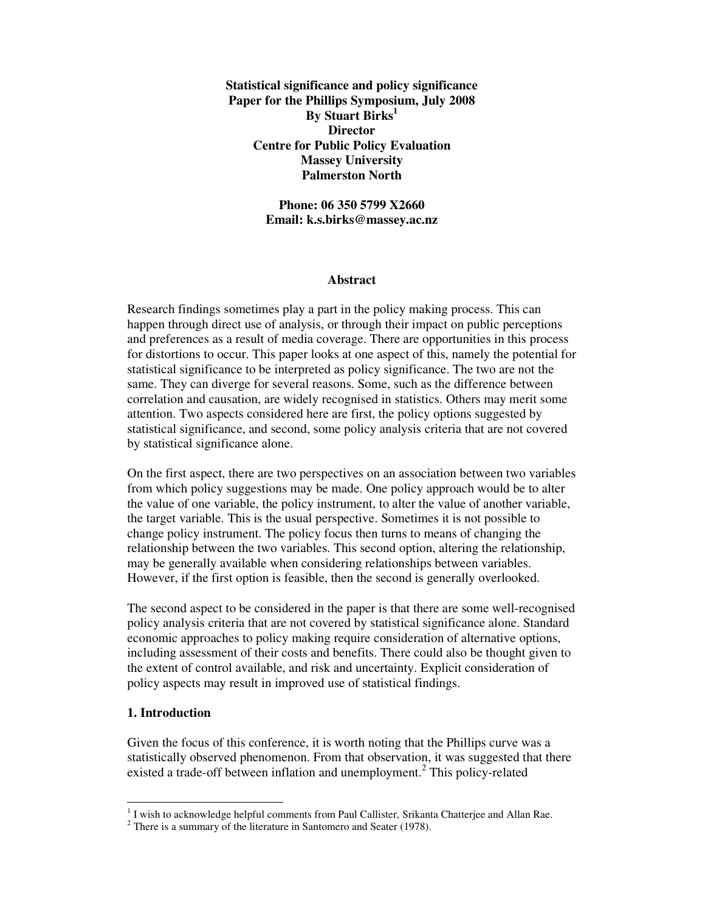**Statistical significance and policy significance**
**Paper for the Phillips Symposium, July 2008**
**By Stuart Birks[1]**
**Director**
**Centre for Public Policy Evaluation**
**Massey University**
**Palmerston North**

**Phone: 06 350 5799 X2660**
**Email: k.s.birks@massey.ac.nz**

## Abstract

Research findings sometimes play a part in the policy making process. This can happen through direct use of analysis, or through their impact on public perceptions and preferences as a result of media coverage. There are opportunities in this process for distortions to occur. This paper looks at one aspect of this, namely the potential for statistical significance to be interpreted as policy significance. The two are not the same. They can diverge for several reasons. Some, such as the difference between correlation and causation, are widely recognised in statistics. Others may merit some attention. Two aspects considered here are first, the policy options suggested by statistical significance, and second, some policy analysis criteria that are not covered by statistical significance alone.

On the first aspect, there are two perspectives on an association between two variables from which policy suggestions may be made. One policy approach would be to alter the value of one variable, the policy instrument, to alter the value of another variable, the target variable. This is the usual perspective. Sometimes it is not possible to change policy instrument. The policy focus then turns to means of changing the relationship between the two variables. This second option, altering the relationship, may be generally available when considering relationships between variables. However, if the first option is feasible, then the second is generally overlooked.

The second aspect to be considered in the paper is that there are some well-recognised policy analysis criteria that are not covered by statistical significance alone. Standard economic approaches to policy making require consideration of alternative options, including assessment of their costs and benefits. There could also be thought given to the extent of control available, and risk and uncertainty. Explicit consideration of policy aspects may result in improved use of statistical findings.

## 1. Introduction

Given the focus of this conference, it is worth noting that the Phillips curve was a statistically observed phenomenon. From that observation, it was suggested that there existed a trade-off between inflation and unemployment.[2] This policy-related

[1] I wish to acknowledge helpful comments from Paul Callister, Srikanta Chatterjee and Allan Rae.

[2] There is a summary of the literature in Santomero and Seater (1978).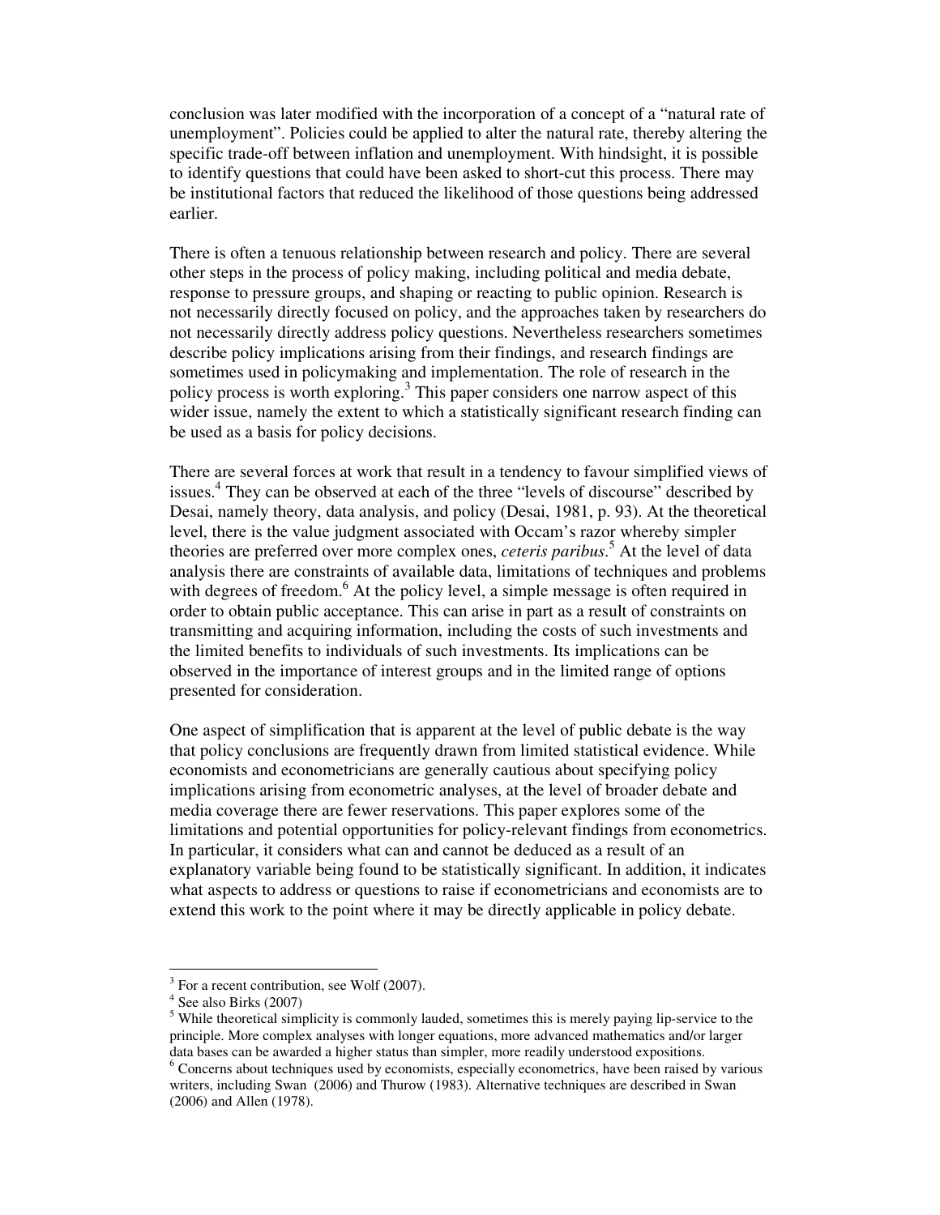conclusion was later modified with the incorporation of a concept of a "natural rate of unemployment". Policies could be applied to alter the natural rate, thereby altering the specific trade-off between inflation and unemployment. With hindsight, it is possible to identify questions that could have been asked to short-cut this process. There may be institutional factors that reduced the likelihood of those questions being addressed earlier.

There is often a tenuous relationship between research and policy. There are several other steps in the process of policy making, including political and media debate, response to pressure groups, and shaping or reacting to public opinion. Research is not necessarily directly focused on policy, and the approaches taken by researchers do not necessarily directly address policy questions. Nevertheless researchers sometimes describe policy implications arising from their findings, and research findings are sometimes used in policymaking and implementation. The role of research in the policy process is worth exploring.[3] This paper considers one narrow aspect of this wider issue, namely the extent to which a statistically significant research finding can be used as a basis for policy decisions.

There are several forces at work that result in a tendency to favour simplified views of issues.[4] They can be observed at each of the three "levels of discourse" described by Desai, namely theory, data analysis, and policy (Desai, 1981, p. 93). At the theoretical level, there is the value judgment associated with Occam's razor whereby simpler theories are preferred over more complex ones, *ceteris paribus*.[5] At the level of data analysis there are constraints of available data, limitations of techniques and problems with degrees of freedom.[6] At the policy level, a simple message is often required in order to obtain public acceptance. This can arise in part as a result of constraints on transmitting and acquiring information, including the costs of such investments and the limited benefits to individuals of such investments. Its implications can be observed in the importance of interest groups and in the limited range of options presented for consideration.

One aspect of simplification that is apparent at the level of public debate is the way that policy conclusions are frequently drawn from limited statistical evidence. While economists and econometricians are generally cautious about specifying policy implications arising from econometric analyses, at the level of broader debate and media coverage there are fewer reservations. This paper explores some of the limitations and potential opportunities for policy-relevant findings from econometrics. In particular, it considers what can and cannot be deduced as a result of an explanatory variable being found to be statistically significant. In addition, it indicates what aspects to address or questions to raise if econometricians and economists are to extend this work to the point where it may be directly applicable in policy debate.

---

[3] For a recent contribution, see Wolf (2007).

[4] See also Birks (2007)

[5] While theoretical simplicity is commonly lauded, sometimes this is merely paying lip-service to the principle. More complex analyses with longer equations, more advanced mathematics and/or larger data bases can be awarded a higher status than simpler, more readily understood expositions.

[6] Concerns about techniques used by economists, especially econometrics, have been raised by various writers, including Swan (2006) and Thurow (1983). Alternative techniques are described in Swan (2006) and Allen (1978).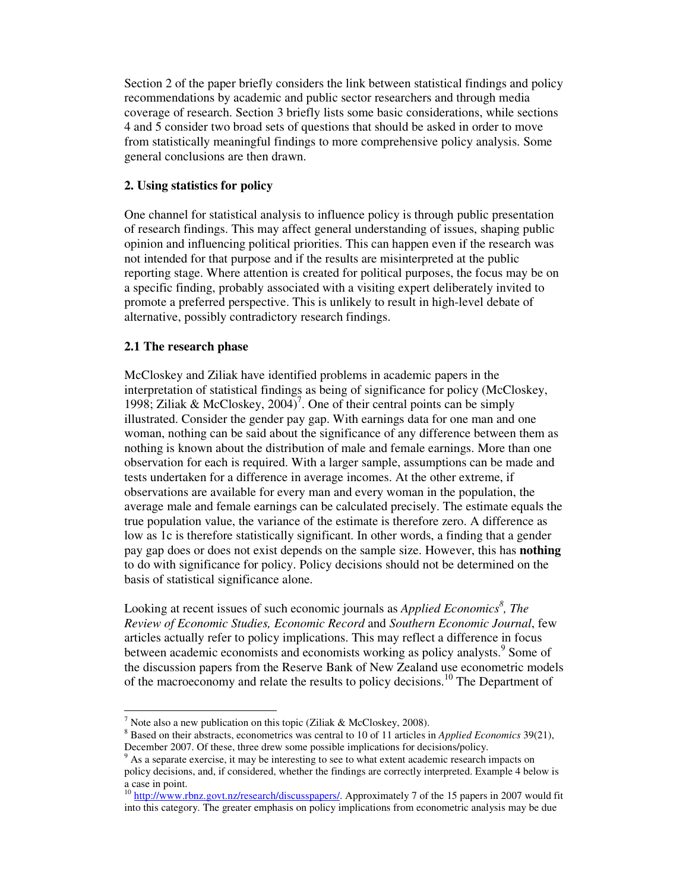Section 2 of the paper briefly considers the link between statistical findings and policy recommendations by academic and public sector researchers and through media coverage of research. Section 3 briefly lists some basic considerations, while sections 4 and 5 consider two broad sets of questions that should be asked in order to move from statistically meaningful findings to more comprehensive policy analysis. Some general conclusions are then drawn.

## 2. Using statistics for policy

One channel for statistical analysis to influence policy is through public presentation of research findings. This may affect general understanding of issues, shaping public opinion and influencing political priorities. This can happen even if the research was not intended for that purpose and if the results are misinterpreted at the public reporting stage. Where attention is created for political purposes, the focus may be on a specific finding, probably associated with a visiting expert deliberately invited to promote a preferred perspective. This is unlikely to result in high-level debate of alternative, possibly contradictory research findings.

### 2.1 The research phase

McCloskey and Ziliak have identified problems in academic papers in the interpretation of statistical findings as being of significance for policy (McCloskey, 1998; Ziliak & McCloskey, 2004)[7]. One of their central points can be simply illustrated. Consider the gender pay gap. With earnings data for one man and one woman, nothing can be said about the significance of any difference between them as nothing is known about the distribution of male and female earnings. More than one observation for each is required. With a larger sample, assumptions can be made and tests undertaken for a difference in average incomes. At the other extreme, if observations are available for every man and every woman in the population, the average male and female earnings can be calculated precisely. The estimate equals the true population value, the variance of the estimate is therefore zero. A difference as low as 1c is therefore statistically significant. In other words, a finding that a gender pay gap does or does not exist depends on the sample size. However, this has **nothing** to do with significance for policy. Policy decisions should not be determined on the basis of statistical significance alone.

Looking at recent issues of such economic journals as *Applied Economics*[8], *The Review of Economic Studies, Economic Record* and *Southern Economic Journal*, few articles actually refer to policy implications. This may reflect a difference in focus between academic economists and economists working as policy analysts.[9] Some of the discussion papers from the Reserve Bank of New Zealand use econometric models of the macroeconomy and relate the results to policy decisions.[10] The Department of

---

[7] Note also a new publication on this topic (Ziliak & McCloskey, 2008).

[8] Based on their abstracts, econometrics was central to 10 of 11 articles in *Applied Economics* 39(21), December 2007. Of these, three drew some possible implications for decisions/policy.

[9] As a separate exercise, it may be interesting to see to what extent academic research impacts on policy decisions, and, if considered, whether the findings are correctly interpreted. Example 4 below is a case in point.

[10] http://www.rbnz.govt.nz/research/discusspapers/. Approximately 7 of the 15 papers in 2007 would fit into this category. The greater emphasis on policy implications from econometric analysis may be due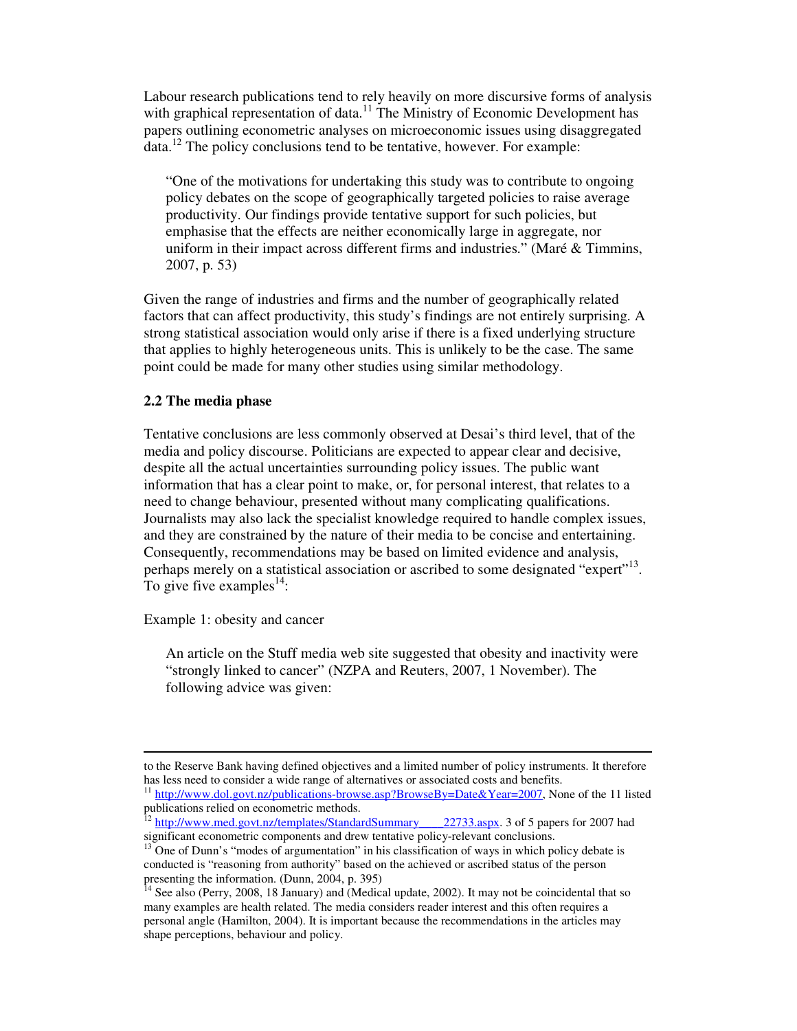Labour research publications tend to rely heavily on more discursive forms of analysis with graphical representation of data.[11] The Ministry of Economic Development has papers outlining econometric analyses on microeconomic issues using disaggregated data.[12] The policy conclusions tend to be tentative, however. For example:

> "One of the motivations for undertaking this study was to contribute to ongoing policy debates on the scope of geographically targeted policies to raise average productivity. Our findings provide tentative support for such policies, but emphasise that the effects are neither economically large in aggregate, nor uniform in their impact across different firms and industries." (Maré & Timmins, 2007, p. 53)

Given the range of industries and firms and the number of geographically related factors that can affect productivity, this study's findings are not entirely surprising. A strong statistical association would only arise if there is a fixed underlying structure that applies to highly heterogeneous units. This is unlikely to be the case. The same point could be made for many other studies using similar methodology.

### 2.2 The media phase

Tentative conclusions are less commonly observed at Desai's third level, that of the media and policy discourse. Politicians are expected to appear clear and decisive, despite all the actual uncertainties surrounding policy issues. The public want information that has a clear point to make, or, for personal interest, that relates to a need to change behaviour, presented without many complicating qualifications. Journalists may also lack the specialist knowledge required to handle complex issues, and they are constrained by the nature of their media to be concise and entertaining. Consequently, recommendations may be based on limited evidence and analysis, perhaps merely on a statistical association or ascribed to some designated "expert"[13]. To give five examples[14]:

Example 1: obesity and cancer

> An article on the Stuff media web site suggested that obesity and inactivity were "strongly linked to cancer" (NZPA and Reuters, 2007, 1 November). The following advice was given:

---

to the Reserve Bank having defined objectives and a limited number of policy instruments. It therefore has less need to consider a wide range of alternatives or associated costs and benefits.

[11] http://www.dol.govt.nz/publications-browse.asp?BrowseBy=Date&Year=2007, None of the 11 listed publications relied on econometric methods.

[12] http://www.med.govt.nz/templates/StandardSummary____22733.aspx. 3 of 5 papers for 2007 had significant econometric components and drew tentative policy-relevant conclusions.

[13] One of Dunn's "modes of argumentation" in his classification of ways in which policy debate is conducted is "reasoning from authority" based on the achieved or ascribed status of the person presenting the information. (Dunn, 2004, p. 395)

[14] See also (Perry, 2008, 18 January) and (Medical update, 2002). It may not be coincidental that so many examples are health related. The media considers reader interest and this often requires a personal angle (Hamilton, 2004). It is important because the recommendations in the articles may shape perceptions, behaviour and policy.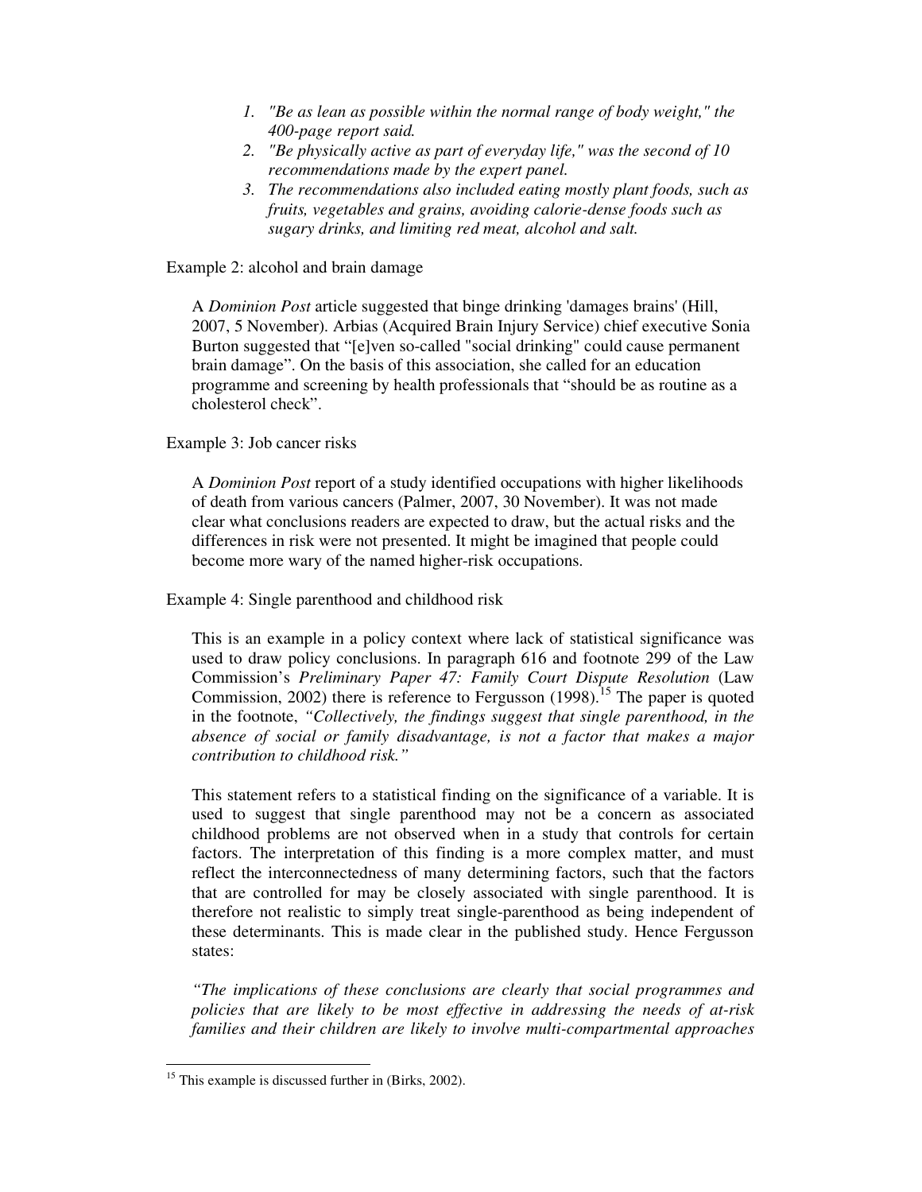1. *"Be as lean as possible within the normal range of body weight," the 400-page report said.*
2. *"Be physically active as part of everyday life," was the second of 10 recommendations made by the expert panel.*
3. *The recommendations also included eating mostly plant foods, such as fruits, vegetables and grains, avoiding calorie-dense foods such as sugary drinks, and limiting red meat, alcohol and salt.*

Example 2: alcohol and brain damage

> A *Dominion Post* article suggested that binge drinking 'damages brains' (Hill, 2007, 5 November). Arbias (Acquired Brain Injury Service) chief executive Sonia Burton suggested that "[e]ven so-called "social drinking" could cause permanent brain damage". On the basis of this association, she called for an education programme and screening by health professionals that "should be as routine as a cholesterol check".

Example 3: Job cancer risks

> A *Dominion Post* report of a study identified occupations with higher likelihoods of death from various cancers (Palmer, 2007, 30 November). It was not made clear what conclusions readers are expected to draw, but the actual risks and the differences in risk were not presented. It might be imagined that people could become more wary of the named higher-risk occupations.

Example 4: Single parenthood and childhood risk

> This is an example in a policy context where lack of statistical significance was used to draw policy conclusions. In paragraph 616 and footnote 299 of the Law Commission's *Preliminary Paper 47: Family Court Dispute Resolution* (Law Commission, 2002) there is reference to Fergusson (1998).[15] The paper is quoted in the footnote, *"Collectively, the findings suggest that single parenthood, in the absence of social or family disadvantage, is not a factor that makes a major contribution to childhood risk."*
>
> This statement refers to a statistical finding on the significance of a variable. It is used to suggest that single parenthood may not be a concern as associated childhood problems are not observed when in a study that controls for certain factors. The interpretation of this finding is a more complex matter, and must reflect the interconnectedness of many determining factors, such that the factors that are controlled for may be closely associated with single parenthood. It is therefore not realistic to simply treat single-parenthood as being independent of these determinants. This is made clear in the published study. Hence Fergusson states:
>
> *"The implications of these conclusions are clearly that social programmes and policies that are likely to be most effective in addressing the needs of at-risk families and their children are likely to involve multi-compartmental approaches*

---

[15] This example is discussed further in (Birks, 2002).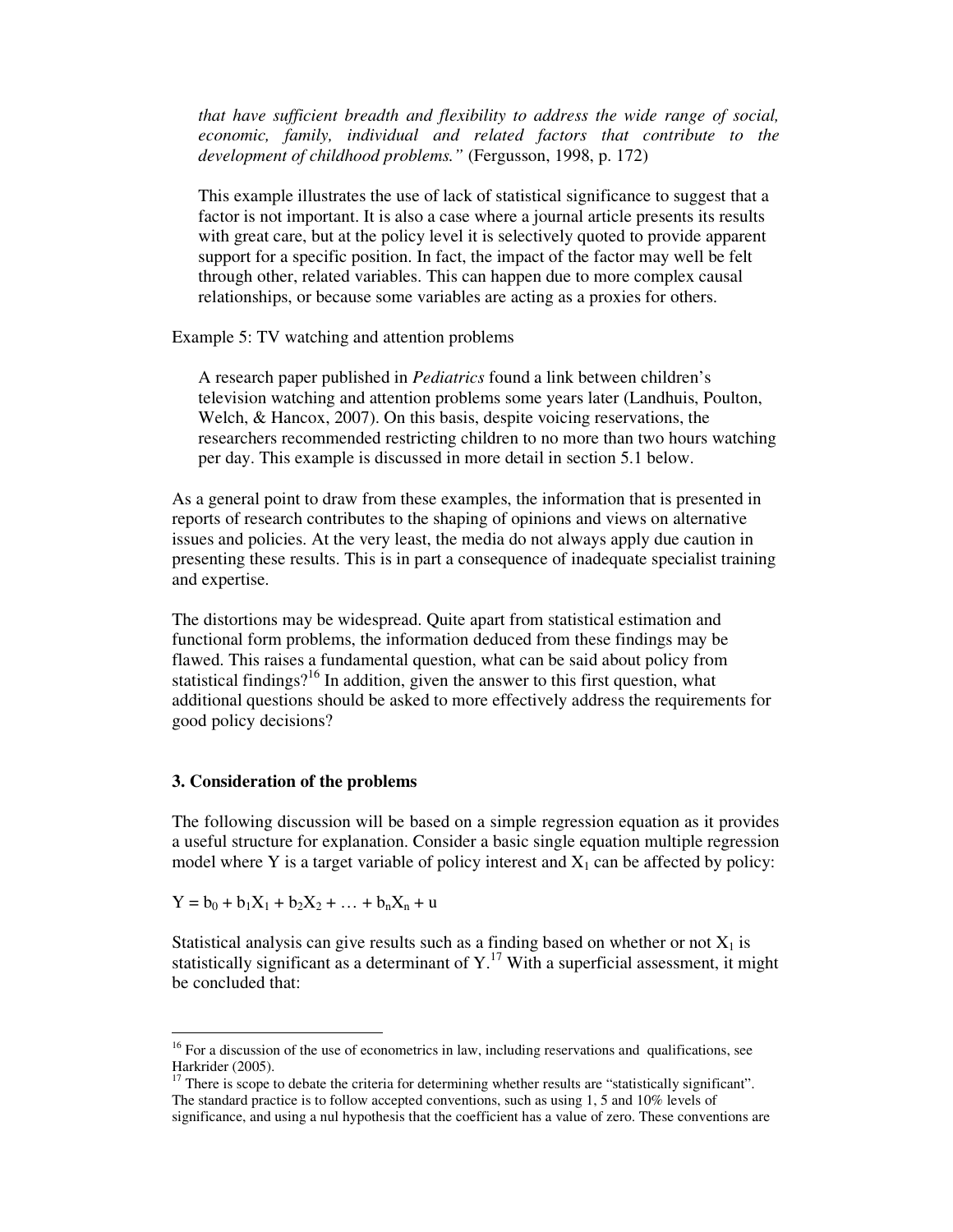*that have sufficient breadth and flexibility to address the wide range of social, economic, family, individual and related factors that contribute to the development of childhood problems."* (Fergusson, 1998, p. 172)

This example illustrates the use of lack of statistical significance to suggest that a factor is not important. It is also a case where a journal article presents its results with great care, but at the policy level it is selectively quoted to provide apparent support for a specific position. In fact, the impact of the factor may well be felt through other, related variables. This can happen due to more complex causal relationships, or because some variables are acting as a proxies for others.

Example 5: TV watching and attention problems

A research paper published in *Pediatrics* found a link between children's television watching and attention problems some years later (Landhuis, Poulton, Welch, & Hancox, 2007). On this basis, despite voicing reservations, the researchers recommended restricting children to no more than two hours watching per day. This example is discussed in more detail in section 5.1 below.

As a general point to draw from these examples, the information that is presented in reports of research contributes to the shaping of opinions and views on alternative issues and policies. At the very least, the media do not always apply due caution in presenting these results. This is in part a consequence of inadequate specialist training and expertise.

The distortions may be widespread. Quite apart from statistical estimation and functional form problems, the information deduced from these findings may be flawed. This raises a fundamental question, what can be said about policy from statistical findings?[16] In addition, given the answer to this first question, what additional questions should be asked to more effectively address the requirements for good policy decisions?

## 3. Consideration of the problems

The following discussion will be based on a simple regression equation as it provides a useful structure for explanation. Consider a basic single equation multiple regression model where Y is a target variable of policy interest and $X_1$ can be affected by policy:

$$Y = b_0 + b_1X_1 + b_2X_2 + \ldots + b_nX_n + u$$

Statistical analysis can give results such as a finding based on whether or not $X_1$ is statistically significant as a determinant of Y.[17] With a superficial assessment, it might be concluded that:

---

[16] For a discussion of the use of econometrics in law, including reservations and qualifications, see Harkrider (2005).

[17] There is scope to debate the criteria for determining whether results are "statistically significant". The standard practice is to follow accepted conventions, such as using 1, 5 and 10% levels of significance, and using a nul hypothesis that the coefficient has a value of zero. These conventions are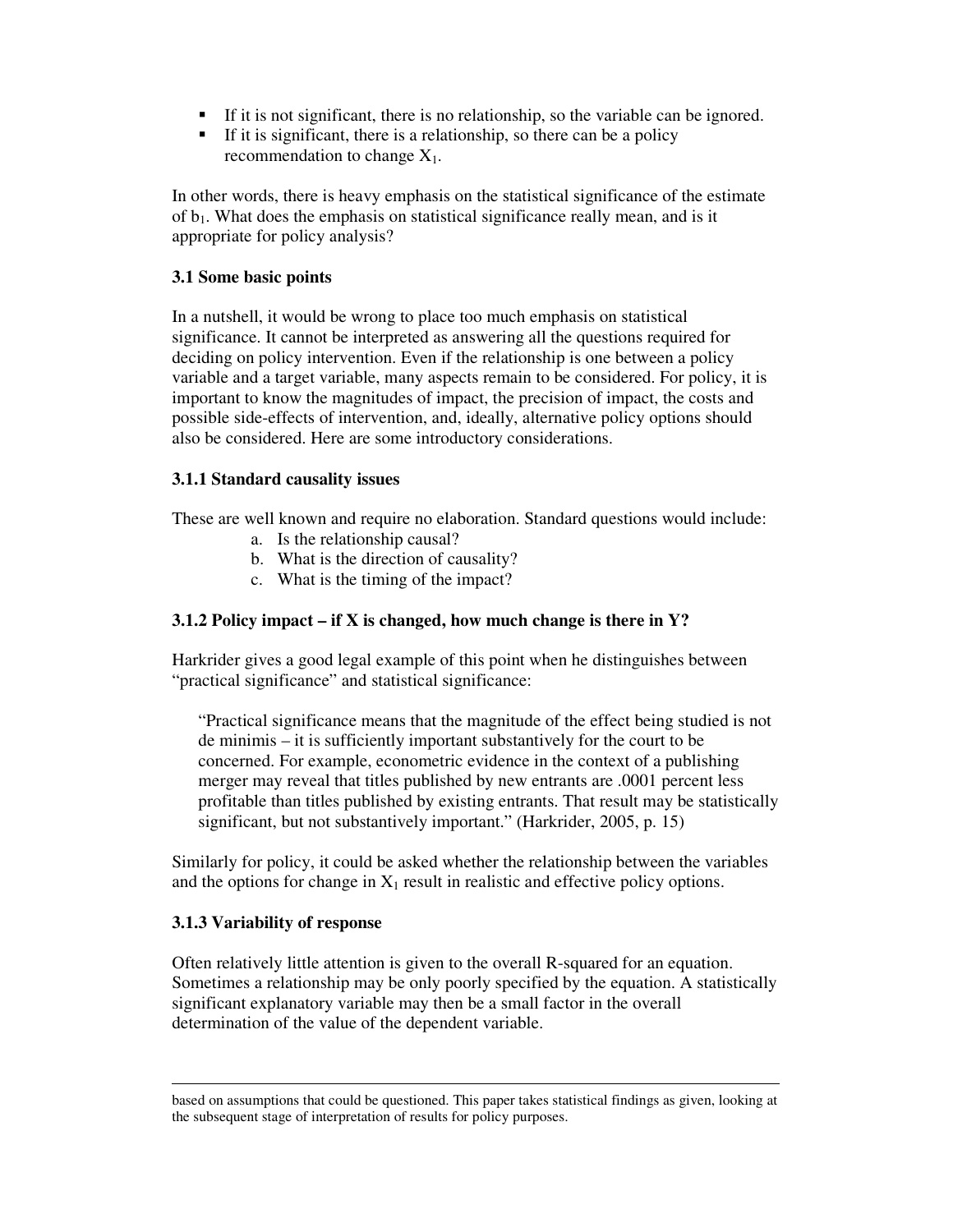- If it is not significant, there is no relationship, so the variable can be ignored.
- If it is significant, there is a relationship, so there can be a policy recommendation to change $X_1$.

In other words, there is heavy emphasis on the statistical significance of the estimate of $b_1$. What does the emphasis on statistical significance really mean, and is it appropriate for policy analysis?

### 3.1 Some basic points

In a nutshell, it would be wrong to place too much emphasis on statistical significance. It cannot be interpreted as answering all the questions required for deciding on policy intervention. Even if the relationship is one between a policy variable and a target variable, many aspects remain to be considered. For policy, it is important to know the magnitudes of impact, the precision of impact, the costs and possible side-effects of intervention, and, ideally, alternative policy options should also be considered. Here are some introductory considerations.

#### 3.1.1 Standard causality issues

These are well known and require no elaboration. Standard questions would include:

a. Is the relationship causal?
b. What is the direction of causality?
c. What is the timing of the impact?

#### 3.1.2 Policy impact – if X is changed, how much change is there in Y?

Harkrider gives a good legal example of this point when he distinguishes between "practical significance" and statistical significance:

> "Practical significance means that the magnitude of the effect being studied is not de minimis – it is sufficiently important substantively for the court to be concerned. For example, econometric evidence in the context of a publishing merger may reveal that titles published by new entrants are .0001 percent less profitable than titles published by existing entrants. That result may be statistically significant, but not substantively important." (Harkrider, 2005, p. 15)

Similarly for policy, it could be asked whether the relationship between the variables and the options for change in $X_1$ result in realistic and effective policy options.

#### 3.1.3 Variability of response

Often relatively little attention is given to the overall R-squared for an equation. Sometimes a relationship may be only poorly specified by the equation. A statistically significant explanatory variable may then be a small factor in the overall determination of the value of the dependent variable.

---

based on assumptions that could be questioned. This paper takes statistical findings as given, looking at the subsequent stage of interpretation of results for policy purposes.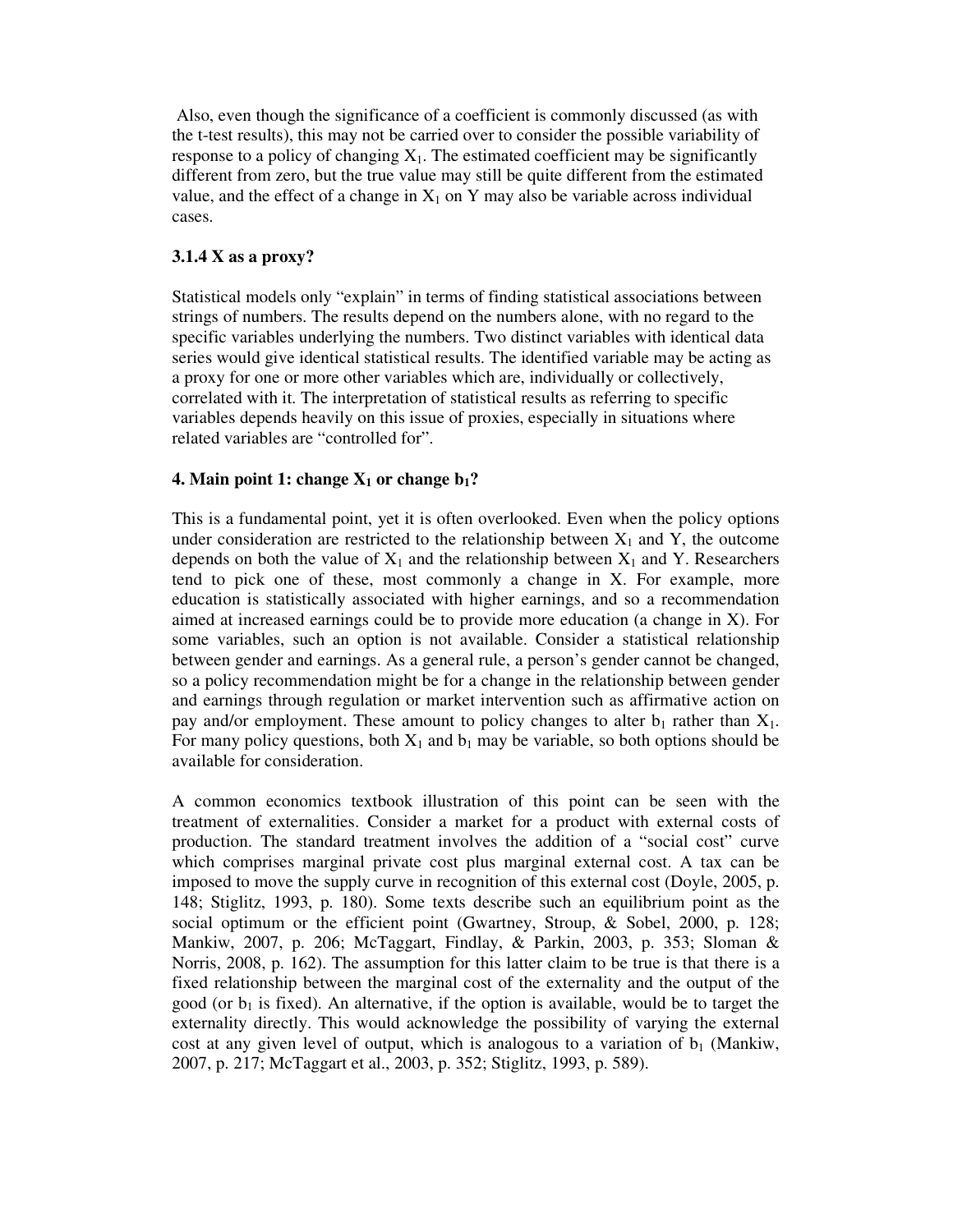Also, even though the significance of a coefficient is commonly discussed (as with the t-test results), this may not be carried over to consider the possible variability of response to a policy of changing $X_1$. The estimated coefficient may be significantly different from zero, but the true value may still be quite different from the estimated value, and the effect of a change in $X_1$ on Y may also be variable across individual cases.

### 3.1.4 X as a proxy?

Statistical models only "explain" in terms of finding statistical associations between strings of numbers. The results depend on the numbers alone, with no regard to the specific variables underlying the numbers. Two distinct variables with identical data series would give identical statistical results. The identified variable may be acting as a proxy for one or more other variables which are, individually or collectively, correlated with it. The interpretation of statistical results as referring to specific variables depends heavily on this issue of proxies, especially in situations where related variables are "controlled for".

## 4. Main point 1: change $X_1$ or change $b_1$?

This is a fundamental point, yet it is often overlooked. Even when the policy options under consideration are restricted to the relationship between $X_1$ and Y, the outcome depends on both the value of $X_1$ and the relationship between $X_1$ and Y. Researchers tend to pick one of these, most commonly a change in X. For example, more education is statistically associated with higher earnings, and so a recommendation aimed at increased earnings could be to provide more education (a change in X). For some variables, such an option is not available. Consider a statistical relationship between gender and earnings. As a general rule, a person's gender cannot be changed, so a policy recommendation might be for a change in the relationship between gender and earnings through regulation or market intervention such as affirmative action on pay and/or employment. These amount to policy changes to alter $b_1$ rather than $X_1$. For many policy questions, both $X_1$ and $b_1$ may be variable, so both options should be available for consideration.

A common economics textbook illustration of this point can be seen with the treatment of externalities. Consider a market for a product with external costs of production. The standard treatment involves the addition of a "social cost" curve which comprises marginal private cost plus marginal external cost. A tax can be imposed to move the supply curve in recognition of this external cost (Doyle, 2005, p. 148; Stiglitz, 1993, p. 180). Some texts describe such an equilibrium point as the social optimum or the efficient point (Gwartney, Stroup, & Sobel, 2000, p. 128; Mankiw, 2007, p. 206; McTaggart, Findlay, & Parkin, 2003, p. 353; Sloman & Norris, 2008, p. 162). The assumption for this latter claim to be true is that there is a fixed relationship between the marginal cost of the externality and the output of the good (or $b_1$ is fixed). An alternative, if the option is available, would be to target the externality directly. This would acknowledge the possibility of varying the external cost at any given level of output, which is analogous to a variation of $b_1$ (Mankiw, 2007, p. 217; McTaggart et al., 2003, p. 352; Stiglitz, 1993, p. 589).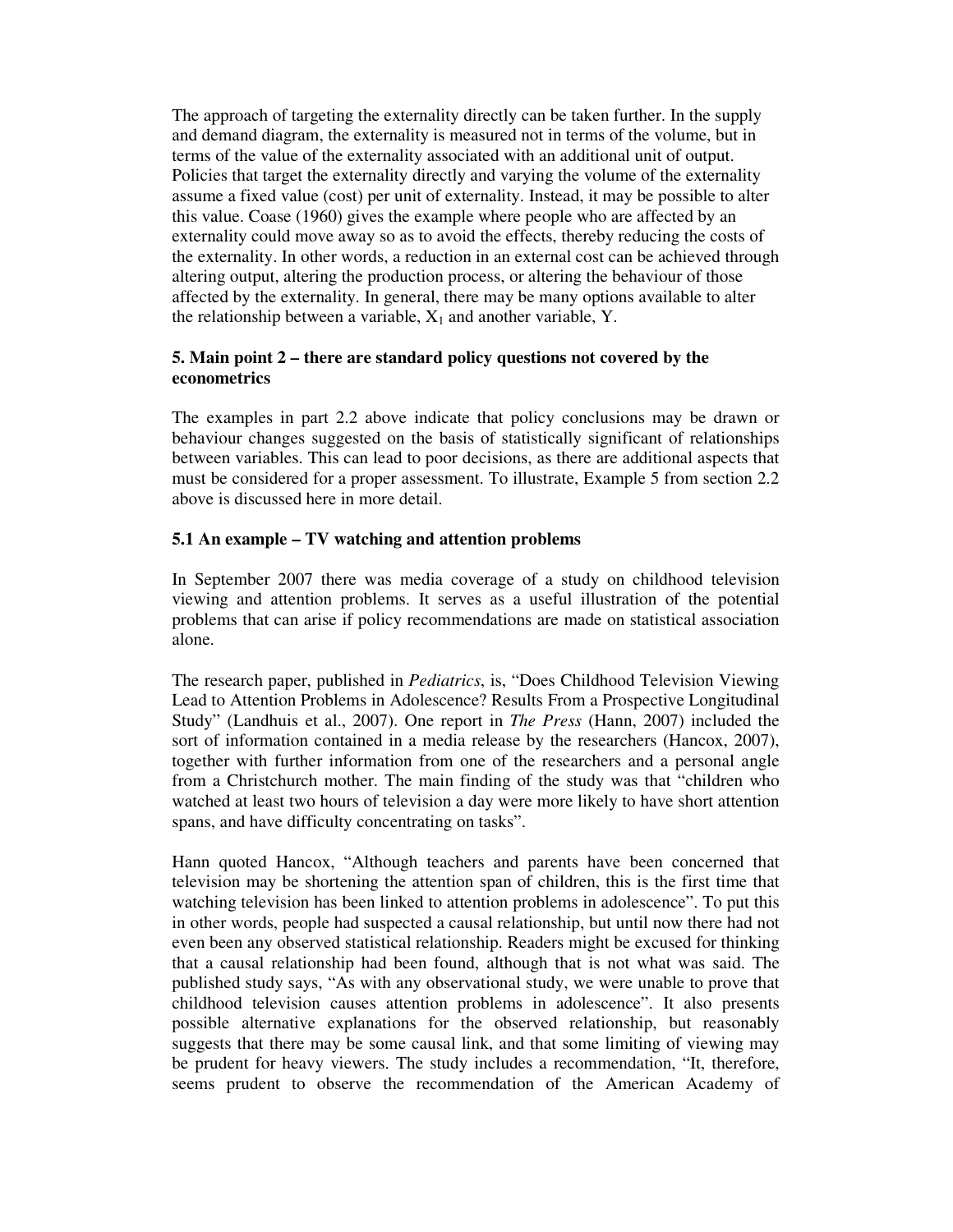The approach of targeting the externality directly can be taken further. In the supply and demand diagram, the externality is measured not in terms of the volume, but in terms of the value of the externality associated with an additional unit of output. Policies that target the externality directly and varying the volume of the externality assume a fixed value (cost) per unit of externality. Instead, it may be possible to alter this value. Coase (1960) gives the example where people who are affected by an externality could move away so as to avoid the effects, thereby reducing the costs of the externality. In other words, a reduction in an external cost can be achieved through altering output, altering the production process, or altering the behaviour of those affected by the externality. In general, there may be many options available to alter the relationship between a variable, $X_1$ and another variable, Y.

### 5. Main point 2 – there are standard policy questions not covered by the econometrics

The examples in part 2.2 above indicate that policy conclusions may be drawn or behaviour changes suggested on the basis of statistically significant of relationships between variables. This can lead to poor decisions, as there are additional aspects that must be considered for a proper assessment. To illustrate, Example 5 from section 2.2 above is discussed here in more detail.

### 5.1 An example – TV watching and attention problems

In September 2007 there was media coverage of a study on childhood television viewing and attention problems. It serves as a useful illustration of the potential problems that can arise if policy recommendations are made on statistical association alone.

The research paper, published in *Pediatrics*, is, "Does Childhood Television Viewing Lead to Attention Problems in Adolescence? Results From a Prospective Longitudinal Study" (Landhuis et al., 2007). One report in *The Press* (Hann, 2007) included the sort of information contained in a media release by the researchers (Hancox, 2007), together with further information from one of the researchers and a personal angle from a Christchurch mother. The main finding of the study was that "children who watched at least two hours of television a day were more likely to have short attention spans, and have difficulty concentrating on tasks".

Hann quoted Hancox, "Although teachers and parents have been concerned that television may be shortening the attention span of children, this is the first time that watching television has been linked to attention problems in adolescence". To put this in other words, people had suspected a causal relationship, but until now there had not even been any observed statistical relationship. Readers might be excused for thinking that a causal relationship had been found, although that is not what was said. The published study says, "As with any observational study, we were unable to prove that childhood television causes attention problems in adolescence". It also presents possible alternative explanations for the observed relationship, but reasonably suggests that there may be some causal link, and that some limiting of viewing may be prudent for heavy viewers. The study includes a recommendation, "It, therefore, seems prudent to observe the recommendation of the American Academy of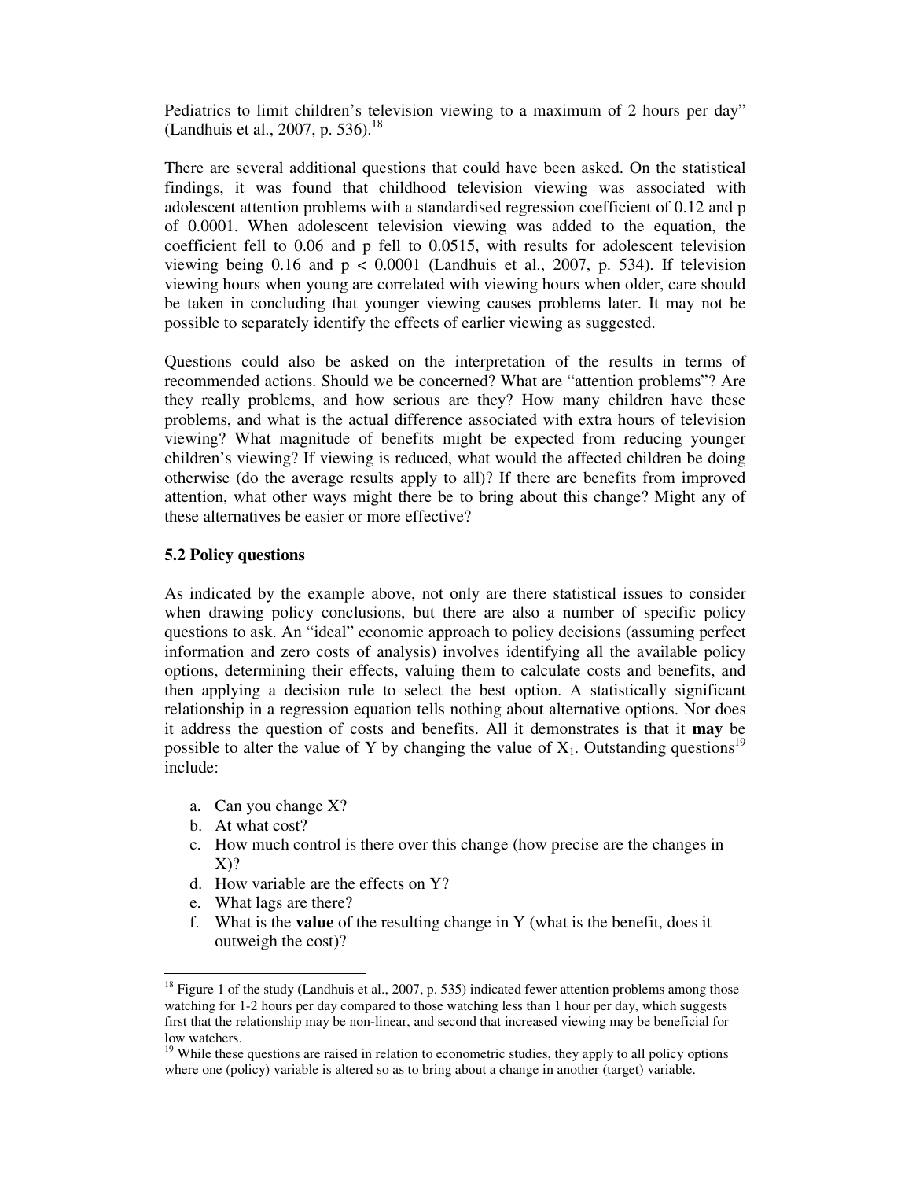Pediatrics to limit children's television viewing to a maximum of 2 hours per day" (Landhuis et al., 2007, p. 536).[18]

There are several additional questions that could have been asked. On the statistical findings, it was found that childhood television viewing was associated with adolescent attention problems with a standardised regression coefficient of 0.12 and p of 0.0001. When adolescent television viewing was added to the equation, the coefficient fell to 0.06 and p fell to 0.0515, with results for adolescent television viewing being 0.16 and $p < 0.0001$ (Landhuis et al., 2007, p. 534). If television viewing hours when young are correlated with viewing hours when older, care should be taken in concluding that younger viewing causes problems later. It may not be possible to separately identify the effects of earlier viewing as suggested.

Questions could also be asked on the interpretation of the results in terms of recommended actions. Should we be concerned? What are "attention problems"? Are they really problems, and how serious are they? How many children have these problems, and what is the actual difference associated with extra hours of television viewing? What magnitude of benefits might be expected from reducing younger children's viewing? If viewing is reduced, what would the affected children be doing otherwise (do the average results apply to all)? If there are benefits from improved attention, what other ways might there be to bring about this change? Might any of these alternatives be easier or more effective?

### 5.2 Policy questions

As indicated by the example above, not only are there statistical issues to consider when drawing policy conclusions, but there are also a number of specific policy questions to ask. An "ideal" economic approach to policy decisions (assuming perfect information and zero costs of analysis) involves identifying all the available policy options, determining their effects, valuing them to calculate costs and benefits, and then applying a decision rule to select the best option. A statistically significant relationship in a regression equation tells nothing about alternative options. Nor does it address the question of costs and benefits. All it demonstrates is that it **may** be possible to alter the value of Y by changing the value of $X_1$. Outstanding questions[19] include:

a. Can you change X?
b. At what cost?
c. How much control is there over this change (how precise are the changes in X)?
d. How variable are the effects on Y?
e. What lags are there?
f. What is the **value** of the resulting change in Y (what is the benefit, does it outweigh the cost)?

---

[18] Figure 1 of the study (Landhuis et al., 2007, p. 535) indicated fewer attention problems among those watching for 1-2 hours per day compared to those watching less than 1 hour per day, which suggests first that the relationship may be non-linear, and second that increased viewing may be beneficial for low watchers.

[19] While these questions are raised in relation to econometric studies, they apply to all policy options where one (policy) variable is altered so as to bring about a change in another (target) variable.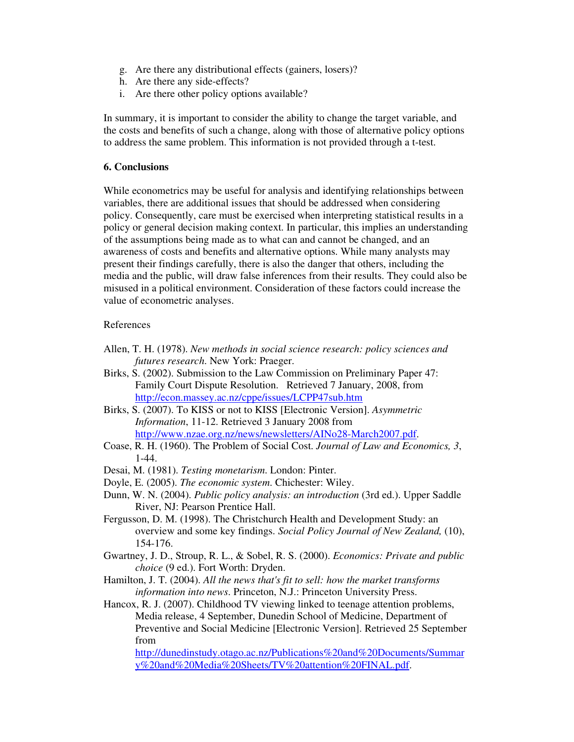g. Are there any distributional effects (gainers, losers)?
h. Are there any side-effects?
i. Are there other policy options available?

In summary, it is important to consider the ability to change the target variable, and the costs and benefits of such a change, along with those of alternative policy options to address the same problem. This information is not provided through a t-test.

## 6. Conclusions

While econometrics may be useful for analysis and identifying relationships between variables, there are additional issues that should be addressed when considering policy. Consequently, care must be exercised when interpreting statistical results in a policy or general decision making context. In particular, this implies an understanding of the assumptions being made as to what can and cannot be changed, and an awareness of costs and benefits and alternative options. While many analysts may present their findings carefully, there is also the danger that others, including the media and the public, will draw false inferences from their results. They could also be misused in a political environment. Consideration of these factors could increase the value of econometric analyses.

References

Allen, T. H. (1978). *New methods in social science research: policy sciences and futures research*. New York: Praeger.

Birks, S. (2002). Submission to the Law Commission on Preliminary Paper 47: Family Court Dispute Resolution. Retrieved 7 January, 2008, from http://econ.massey.ac.nz/cppe/issues/LCPP47sub.htm

Birks, S. (2007). To KISS or not to KISS [Electronic Version]. *Asymmetric Information*, 11-12. Retrieved 3 January 2008 from http://www.nzae.org.nz/news/newsletters/AINo28-March2007.pdf.

Coase, R. H. (1960). The Problem of Social Cost. *Journal of Law and Economics, 3*, 1-44.

Desai, M. (1981). *Testing monetarism*. London: Pinter.

Doyle, E. (2005). *The economic system*. Chichester: Wiley.

Dunn, W. N. (2004). *Public policy analysis: an introduction* (3rd ed.). Upper Saddle River, NJ: Pearson Prentice Hall.

Fergusson, D. M. (1998). The Christchurch Health and Development Study: an overview and some key findings. *Social Policy Journal of New Zealand,* (10), 154-176.

Gwartney, J. D., Stroup, R. L., & Sobel, R. S. (2000). *Economics: Private and public choice* (9 ed.). Fort Worth: Dryden.

Hamilton, J. T. (2004). *All the news that's fit to sell: how the market transforms information into news*. Princeton, N.J.: Princeton University Press.

Hancox, R. J. (2007). Childhood TV viewing linked to teenage attention problems, Media release, 4 September, Dunedin School of Medicine, Department of Preventive and Social Medicine [Electronic Version]. Retrieved 25 September from http://dunedinstudy.otago.ac.nz/Publications%20and%20Documents/Summary%20and%20Media%20Sheets/TV%20attention%20FINAL.pdf.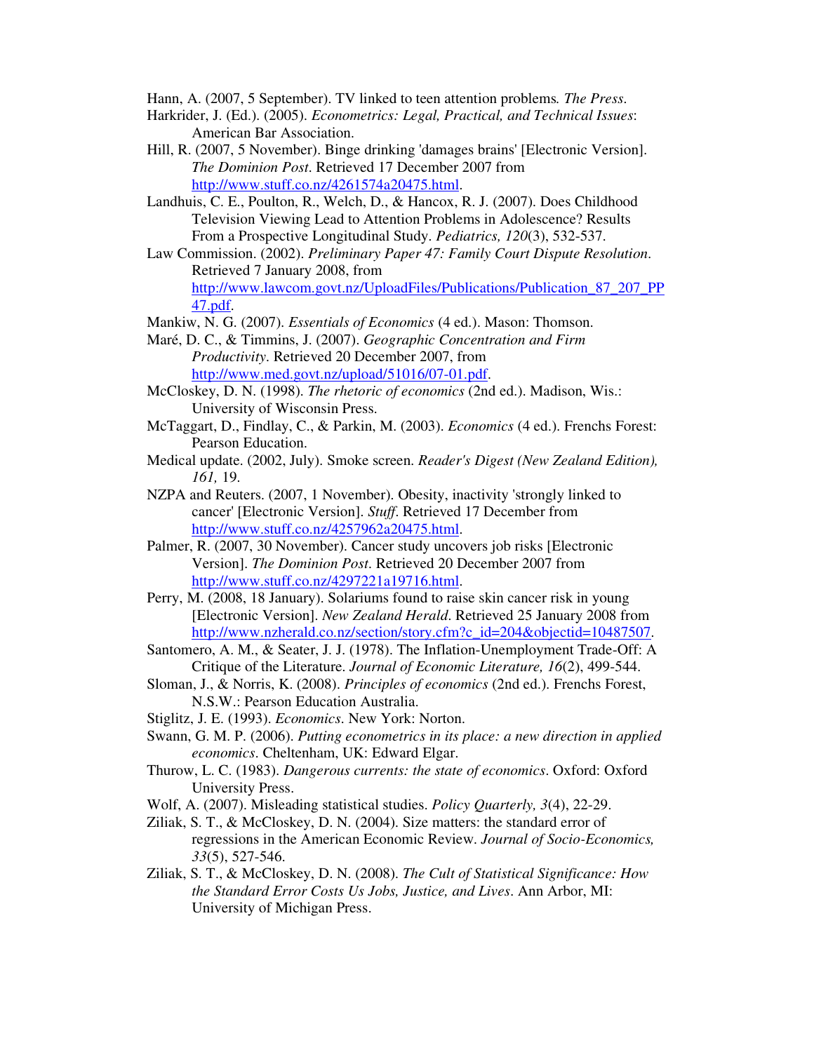Hann, A. (2007, 5 September). TV linked to teen attention problems. *The Press*.

Harkrider, J. (Ed.). (2005). *Econometrics: Legal, Practical, and Technical Issues*: American Bar Association.

Hill, R. (2007, 5 November). Binge drinking 'damages brains' [Electronic Version]. *The Dominion Post*. Retrieved 17 December 2007 from http://www.stuff.co.nz/4261574a20475.html.

Landhuis, C. E., Poulton, R., Welch, D., & Hancox, R. J. (2007). Does Childhood Television Viewing Lead to Attention Problems in Adolescence? Results From a Prospective Longitudinal Study. *Pediatrics, 120*(3), 532-537.

Law Commission. (2002). *Preliminary Paper 47: Family Court Dispute Resolution*. Retrieved 7 January 2008, from http://www.lawcom.govt.nz/UploadFiles/Publications/Publication_87_207_PP47.pdf.

Mankiw, N. G. (2007). *Essentials of Economics* (4 ed.). Mason: Thomson.

Maré, D. C., & Timmins, J. (2007). *Geographic Concentration and Firm Productivity*. Retrieved 20 December 2007, from http://www.med.govt.nz/upload/51016/07-01.pdf.

McCloskey, D. N. (1998). *The rhetoric of economics* (2nd ed.). Madison, Wis.: University of Wisconsin Press.

McTaggart, D., Findlay, C., & Parkin, M. (2003). *Economics* (4 ed.). Frenchs Forest: Pearson Education.

Medical update. (2002, July). Smoke screen. *Reader's Digest (New Zealand Edition), 161,* 19.

NZPA and Reuters. (2007, 1 November). Obesity, inactivity 'strongly linked to cancer' [Electronic Version]. *Stuff*. Retrieved 17 December from http://www.stuff.co.nz/4257962a20475.html.

Palmer, R. (2007, 30 November). Cancer study uncovers job risks [Electronic Version]. *The Dominion Post*. Retrieved 20 December 2007 from http://www.stuff.co.nz/4297221a19716.html.

Perry, M. (2008, 18 January). Solariums found to raise skin cancer risk in young [Electronic Version]. *New Zealand Herald*. Retrieved 25 January 2008 from http://www.nzherald.co.nz/section/story.cfm?c_id=204&objectid=10487507.

Santomero, A. M., & Seater, J. J. (1978). The Inflation-Unemployment Trade-Off: A Critique of the Literature. *Journal of Economic Literature, 16*(2), 499-544.

Sloman, J., & Norris, K. (2008). *Principles of economics* (2nd ed.). Frenchs Forest, N.S.W.: Pearson Education Australia.

Stiglitz, J. E. (1993). *Economics*. New York: Norton.

Swann, G. M. P. (2006). *Putting econometrics in its place: a new direction in applied economics*. Cheltenham, UK: Edward Elgar.

Thurow, L. C. (1983). *Dangerous currents: the state of economics*. Oxford: Oxford University Press.

Wolf, A. (2007). Misleading statistical studies. *Policy Quarterly, 3*(4), 22-29.

Ziliak, S. T., & McCloskey, D. N. (2004). Size matters: the standard error of regressions in the American Economic Review. *Journal of Socio-Economics, 33*(5), 527-546.

Ziliak, S. T., & McCloskey, D. N. (2008). *The Cult of Statistical Significance: How the Standard Error Costs Us Jobs, Justice, and Lives*. Ann Arbor, MI: University of Michigan Press.